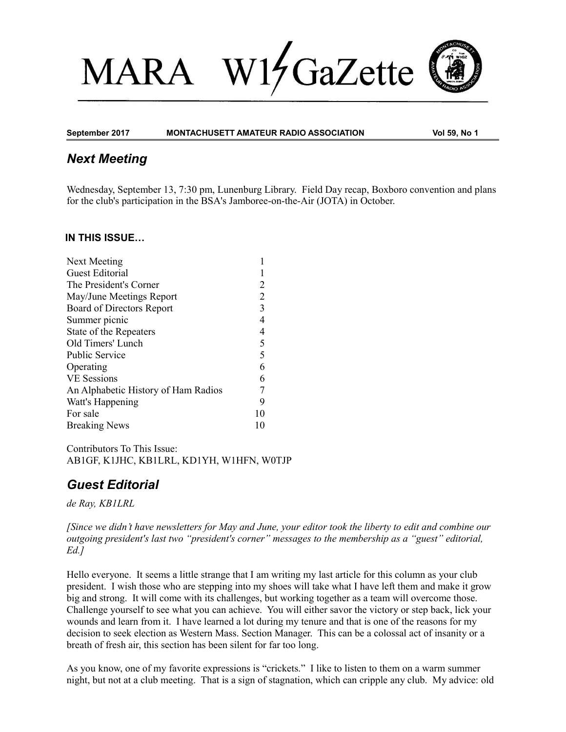# MARA W1GaZette

**September 2017 MONTACHUSETT AMATEUR RADIO ASSOCIATION Vol 59, No 1**

## *Next Meeting*

Wednesday, September 13, 7:30 pm, Lunenburg Library. Field Day recap, Boxboro convention and plans for the club's participation in the BSA's Jamboree-on-the-Air (JOTA) in October.

### IN THIS ISSUE…

| | |
|---|---|
| Next Meeting | 1 |
| Guest Editorial | 1 |
| The President's Corner | 2 |
| May/June Meetings Report | 2 |
| Board of Directors Report | 3 |
| Summer picnic | 4 |
| State of the Repeaters | 4 |
| Old Timers' Lunch | 5 |
| Public Service | 5 |
| Operating | 6 |
| VE Sessions | 6 |
| An Alphabetic History of Ham Radios | 7 |
| Watt's Happening | 9 |
| For sale | 10 |
| Breaking News | 10 |

Contributors To This Issue:
AB1GF, K1JHC, KB1LRL, KD1YH, W1HFN, W0TJP

## *Guest Editorial*

*de Ray, KB1LRL*

*[Since we didn't have newsletters for May and June, your editor took the liberty to edit and combine our outgoing president's last two "president's corner" messages to the membership as a "guest" editorial, Ed.]*

Hello everyone. It seems a little strange that I am writing my last article for this column as your club president. I wish those who are stepping into my shoes will take what I have left them and make it grow big and strong. It will come with its challenges, but working together as a team will overcome those. Challenge yourself to see what you can achieve. You will either savor the victory or step back, lick your wounds and learn from it. I have learned a lot during my tenure and that is one of the reasons for my decision to seek election as Western Mass. Section Manager. This can be a colossal act of insanity or a breath of fresh air, this section has been silent for far too long.

As you know, one of my favorite expressions is "crickets." I like to listen to them on a warm summer night, but not at a club meeting. That is a sign of stagnation, which can cripple any club. My advice: old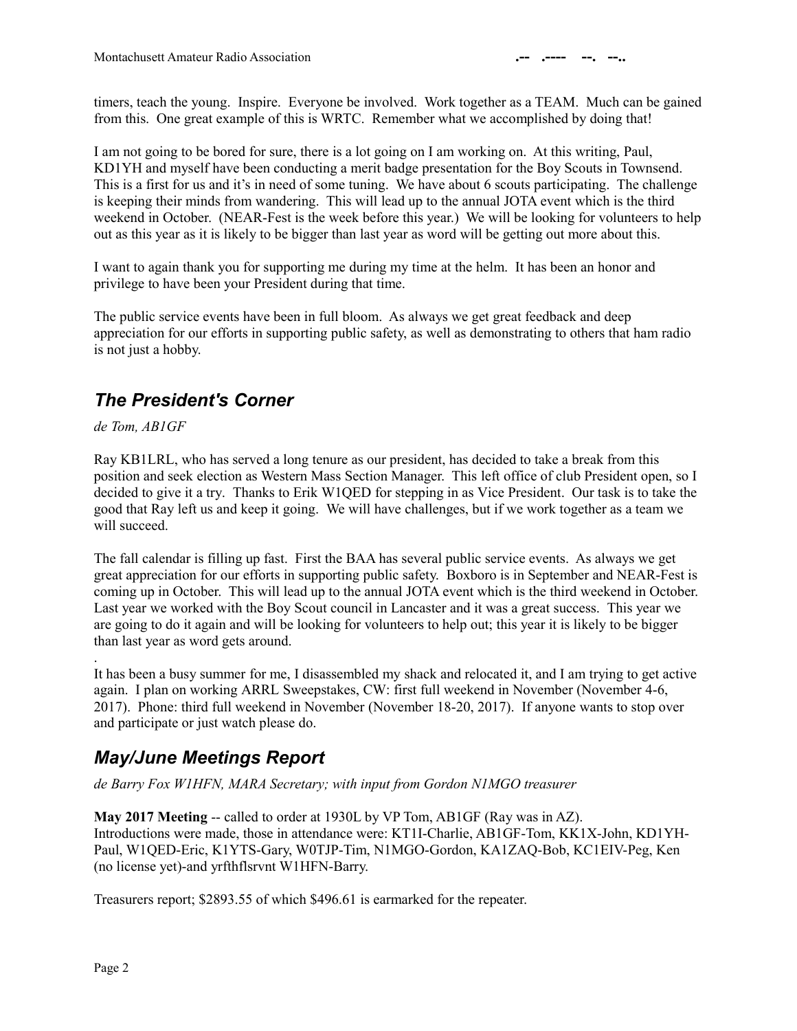timers, teach the young. Inspire. Everyone be involved. Work together as a TEAM. Much can be gained from this. One great example of this is WRTC. Remember what we accomplished by doing that!

I am not going to be bored for sure, there is a lot going on I am working on. At this writing, Paul, KD1YH and myself have been conducting a merit badge presentation for the Boy Scouts in Townsend. This is a first for us and it's in need of some tuning. We have about 6 scouts participating. The challenge is keeping their minds from wandering. This will lead up to the annual JOTA event which is the third weekend in October. (NEAR-Fest is the week before this year.) We will be looking for volunteers to help out as this year as it is likely to be bigger than last year as word will be getting out more about this.

I want to again thank you for supporting me during my time at the helm. It has been an honor and privilege to have been your President during that time.

The public service events have been in full bloom. As always we get great feedback and deep appreciation for our efforts in supporting public safety, as well as demonstrating to others that ham radio is not just a hobby.

## *The President's Corner*

*de Tom, AB1GF*

Ray KB1LRL, who has served a long tenure as our president, has decided to take a break from this position and seek election as Western Mass Section Manager. This left office of club President open, so I decided to give it a try. Thanks to Erik W1QED for stepping in as Vice President. Our task is to take the good that Ray left us and keep it going. We will have challenges, but if we work together as a team we will succeed.

The fall calendar is filling up fast. First the BAA has several public service events. As always we get great appreciation for our efforts in supporting public safety. Boxboro is in September and NEAR-Fest is coming up in October. This will lead up to the annual JOTA event which is the third weekend in October. Last year we worked with the Boy Scout council in Lancaster and it was a great success. This year we are going to do it again and will be looking for volunteers to help out; this year it is likely to be bigger than last year as word gets around.

.
It has been a busy summer for me, I disassembled my shack and relocated it, and I am trying to get active again. I plan on working ARRL Sweepstakes, CW: first full weekend in November (November 4-6, 2017). Phone: third full weekend in November (November 18-20, 2017). If anyone wants to stop over and participate or just watch please do.

## *May/June Meetings Report*

*de Barry Fox W1HFN, MARA Secretary; with input from Gordon N1MGO treasurer*

**May 2017 Meeting** -- called to order at 1930L by VP Tom, AB1GF (Ray was in AZ).
Introductions were made, those in attendance were: KT1I-Charlie, AB1GF-Tom, KK1X-John, KD1YH-Paul, W1QED-Eric, K1YTS-Gary, W0TJP-Tim, N1MGO-Gordon, KA1ZAQ-Bob, KC1EIV-Peg, Ken (no license yet)-and yrfthflsrvnt W1HFN-Barry.

Treasurers report; $2893.55 of which $496.61 is earmarked for the repeater.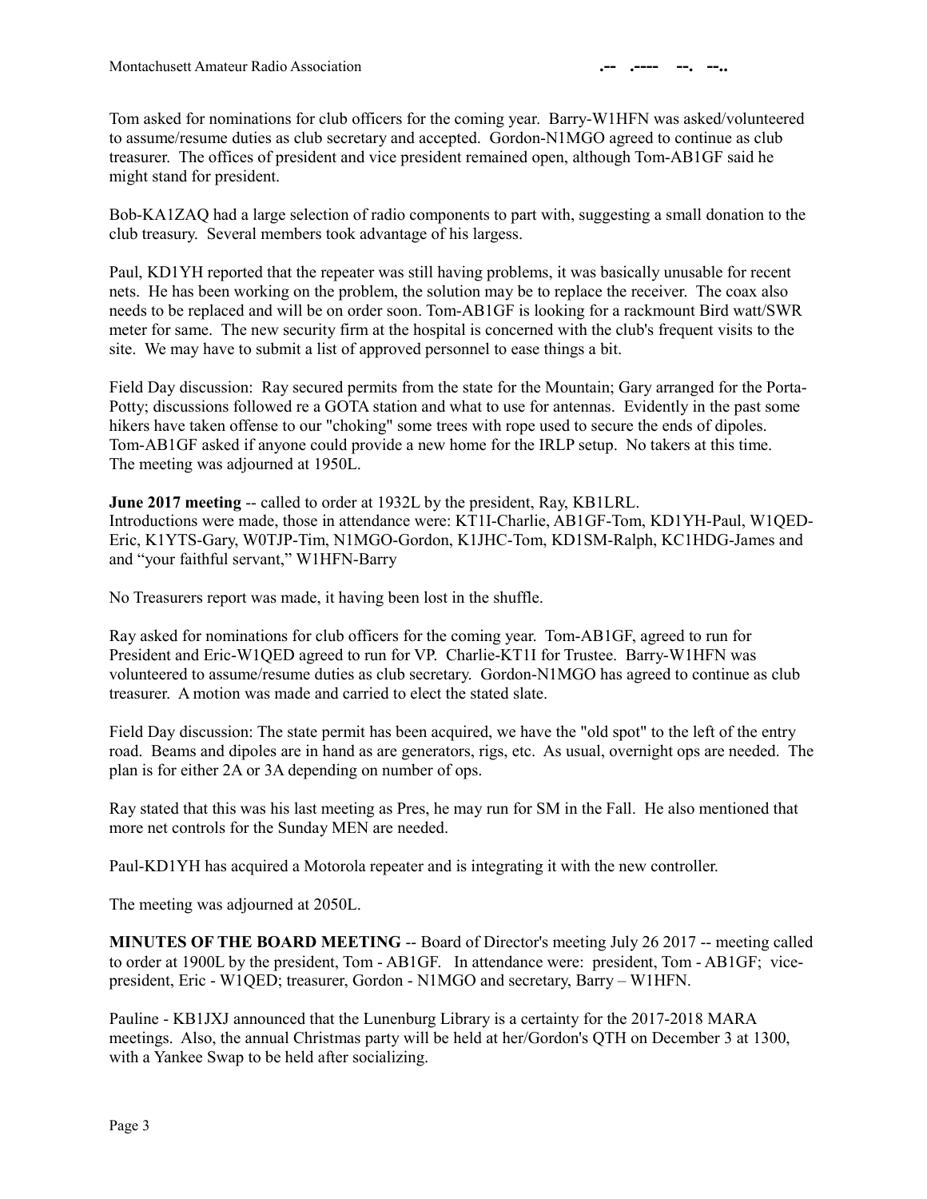Tom asked for nominations for club officers for the coming year. Barry-W1HFN was asked/volunteered to assume/resume duties as club secretary and accepted. Gordon-N1MGO agreed to continue as club treasurer. The offices of president and vice president remained open, although Tom-AB1GF said he might stand for president.

Bob-KA1ZAQ had a large selection of radio components to part with, suggesting a small donation to the club treasury. Several members took advantage of his largess.

Paul, KD1YH reported that the repeater was still having problems, it was basically unusable for recent nets. He has been working on the problem, the solution may be to replace the receiver. The coax also needs to be replaced and will be on order soon. Tom-AB1GF is looking for a rackmount Bird watt/SWR meter for same. The new security firm at the hospital is concerned with the club's frequent visits to the site. We may have to submit a list of approved personnel to ease things a bit.

Field Day discussion: Ray secured permits from the state for the Mountain; Gary arranged for the Porta-Potty; discussions followed re a GOTA station and what to use for antennas. Evidently in the past some hikers have taken offense to our "choking" some trees with rope used to secure the ends of dipoles. Tom-AB1GF asked if anyone could provide a new home for the IRLP setup. No takers at this time. The meeting was adjourned at 1950L.

**June 2017 meeting** -- called to order at 1932L by the president, Ray, KB1LRL. Introductions were made, those in attendance were: KT1I-Charlie, AB1GF-Tom, KD1YH-Paul, W1QED-Eric, K1YTS-Gary, W0TJP-Tim, N1MGO-Gordon, K1JHC-Tom, KD1SM-Ralph, KC1HDG-James and and "your faithful servant," W1HFN-Barry

No Treasurers report was made, it having been lost in the shuffle.

Ray asked for nominations for club officers for the coming year. Tom-AB1GF, agreed to run for President and Eric-W1QED agreed to run for VP. Charlie-KT1I for Trustee. Barry-W1HFN was volunteered to assume/resume duties as club secretary. Gordon-N1MGO has agreed to continue as club treasurer. A motion was made and carried to elect the stated slate.

Field Day discussion: The state permit has been acquired, we have the "old spot" to the left of the entry road. Beams and dipoles are in hand as are generators, rigs, etc. As usual, overnight ops are needed. The plan is for either 2A or 3A depending on number of ops.

Ray stated that this was his last meeting as Pres, he may run for SM in the Fall. He also mentioned that more net controls for the Sunday MEN are needed.

Paul-KD1YH has acquired a Motorola repeater and is integrating it with the new controller.

The meeting was adjourned at 2050L.

**MINUTES OF THE BOARD MEETING** -- Board of Director's meeting July 26 2017 -- meeting called to order at 1900L by the president, Tom - AB1GF. In attendance were: president, Tom - AB1GF; vice-president, Eric - W1QED; treasurer, Gordon - N1MGO and secretary, Barry – W1HFN.

Pauline - KB1JXJ announced that the Lunenburg Library is a certainty for the 2017-2018 MARA meetings. Also, the annual Christmas party will be held at her/Gordon's QTH on December 3 at 1300, with a Yankee Swap to be held after socializing.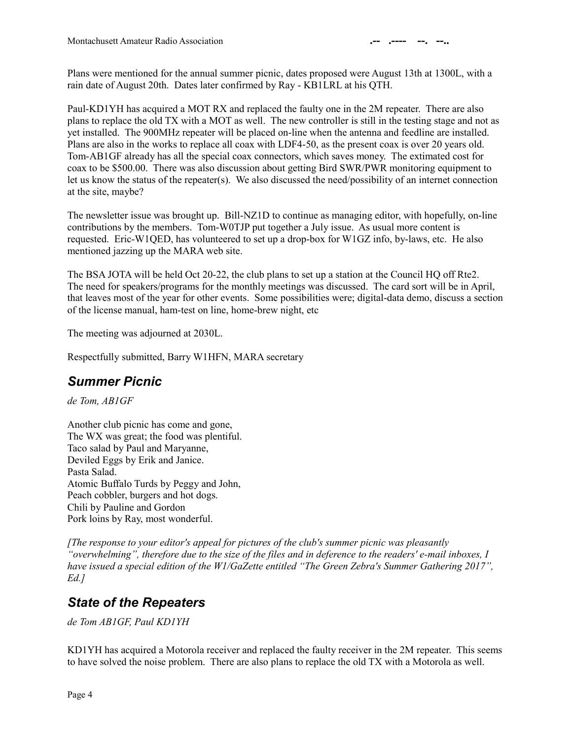Plans were mentioned for the annual summer picnic, dates proposed were August 13th at 1300L, with a rain date of August 20th. Dates later confirmed by Ray - KB1LRL at his QTH.

Paul-KD1YH has acquired a MOT RX and replaced the faulty one in the 2M repeater. There are also plans to replace the old TX with a MOT as well. The new controller is still in the testing stage and not as yet installed. The 900MHz repeater will be placed on-line when the antenna and feedline are installed. Plans are also in the works to replace all coax with LDF4-50, as the present coax is over 20 years old. Tom-AB1GF already has all the special coax connectors, which saves money. The extimated cost for coax to be $500.00. There was also discussion about getting Bird SWR/PWR monitoring equipment to let us know the status of the repeater(s). We also discussed the need/possibility of an internet connection at the site, maybe?

The newsletter issue was brought up. Bill-NZ1D to continue as managing editor, with hopefully, on-line contributions by the members. Tom-W0TJP put together a July issue. As usual more content is requested. Eric-W1QED, has volunteered to set up a drop-box for W1GZ info, by-laws, etc. He also mentioned jazzing up the MARA web site.

The BSA JOTA will be held Oct 20-22, the club plans to set up a station at the Council HQ off Rte2. The need for speakers/programs for the monthly meetings was discussed. The card sort will be in April, that leaves most of the year for other events. Some possibilities were; digital-data demo, discuss a section of the license manual, ham-test on line, home-brew night, etc

The meeting was adjourned at 2030L.

Respectfully submitted, Barry W1HFN, MARA secretary

## *Summer Picnic*

*de Tom, AB1GF*

Another club picnic has come and gone,
The WX was great; the food was plentiful.
Taco salad by Paul and Maryanne,
Deviled Eggs by Erik and Janice.
Pasta Salad.
Atomic Buffalo Turds by Peggy and John,
Peach cobbler, burgers and hot dogs.
Chili by Pauline and Gordon
Pork loins by Ray, most wonderful.

*[The response to your editor's appeal for pictures of the club's summer picnic was pleasantly "overwhelming", therefore due to the size of the files and in deference to the readers' e-mail inboxes, I have issued a special edition of the W1/GaZette entitled "The Green Zebra's Summer Gathering 2017", Ed.]*

## *State of the Repeaters*

*de Tom AB1GF, Paul KD1YH*

KD1YH has acquired a Motorola receiver and replaced the faulty receiver in the 2M repeater. This seems to have solved the noise problem. There are also plans to replace the old TX with a Motorola as well.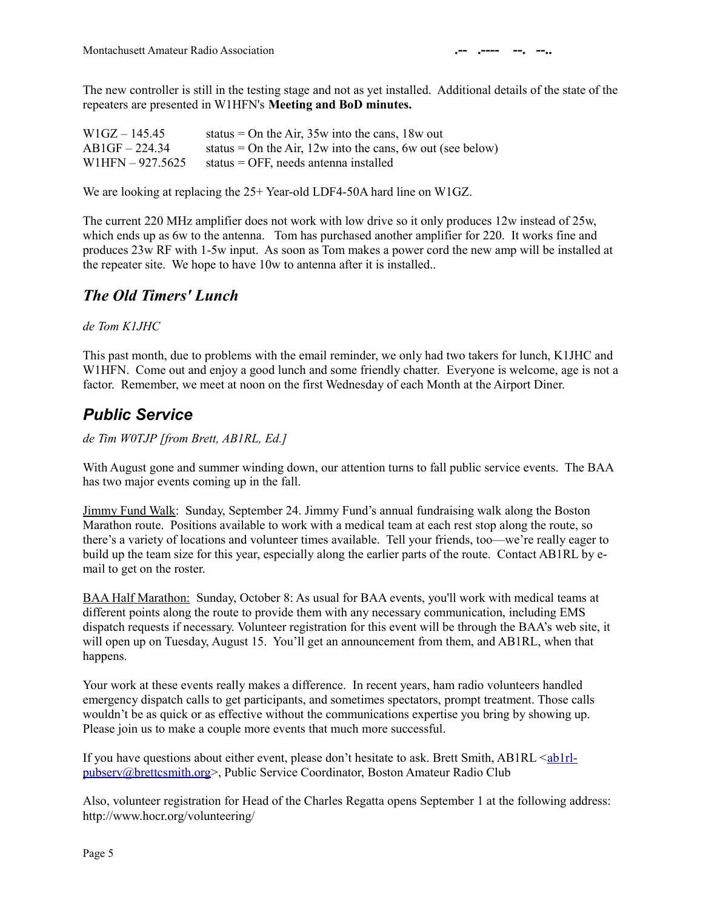The new controller is still in the testing stage and not as yet installed. Additional details of the state of the repeaters are presented in W1HFN's **Meeting and BoD minutes.**

| | |
|---|---|
| W1GZ – 145.45 | status = On the Air, 35w into the cans, 18w out |
| AB1GF – 224.34 | status = On the Air, 12w into the cans, 6w out (see below) |
| W1HFN – 927.5625 | status = OFF, needs antenna installed |

We are looking at replacing the 25+ Year-old LDF4-50A hard line on W1GZ.

The current 220 MHz amplifier does not work with low drive so it only produces 12w instead of 25w, which ends up as 6w to the antenna. Tom has purchased another amplifier for 220. It works fine and produces 23w RF with 1-5w input. As soon as Tom makes a power cord the new amp will be installed at the repeater site. We hope to have 10w to antenna after it is installed..

## *The Old Timers' Lunch*

*de Tom K1JHC*

This past month, due to problems with the email reminder, we only had two takers for lunch, K1JHC and W1HFN. Come out and enjoy a good lunch and some friendly chatter. Everyone is welcome, age is not a factor. Remember, we meet at noon on the first Wednesday of each Month at the Airport Diner.

## *Public Service*

*de Tim W0TJP [from Brett, AB1RL, Ed.]*

With August gone and summer winding down, our attention turns to fall public service events. The BAA has two major events coming up in the fall.

Jimmy Fund Walk: Sunday, September 24. Jimmy Fund's annual fundraising walk along the Boston Marathon route. Positions available to work with a medical team at each rest stop along the route, so there's a variety of locations and volunteer times available. Tell your friends, too—we're really eager to build up the team size for this year, especially along the earlier parts of the route. Contact AB1RL by e-mail to get on the roster.

BAA Half Marathon: Sunday, October 8: As usual for BAA events, you'll work with medical teams at different points along the route to provide them with any necessary communication, including EMS dispatch requests if necessary. Volunteer registration for this event will be through the BAA's web site, it will open up on Tuesday, August 15. You'll get an announcement from them, and AB1RL, when that happens.

Your work at these events really makes a difference. In recent years, ham radio volunteers handled emergency dispatch calls to get participants, and sometimes spectators, prompt treatment. Those calls wouldn't be as quick or as effective without the communications expertise you bring by showing up. Please join us to make a couple more events that much more successful.

If you have questions about either event, please don't hesitate to ask. Brett Smith, AB1RL <ab1rl-pubserv@brettcsmith.org>, Public Service Coordinator, Boston Amateur Radio Club

Also, volunteer registration for Head of the Charles Regatta opens September 1 at the following address: http://www.hocr.org/volunteering/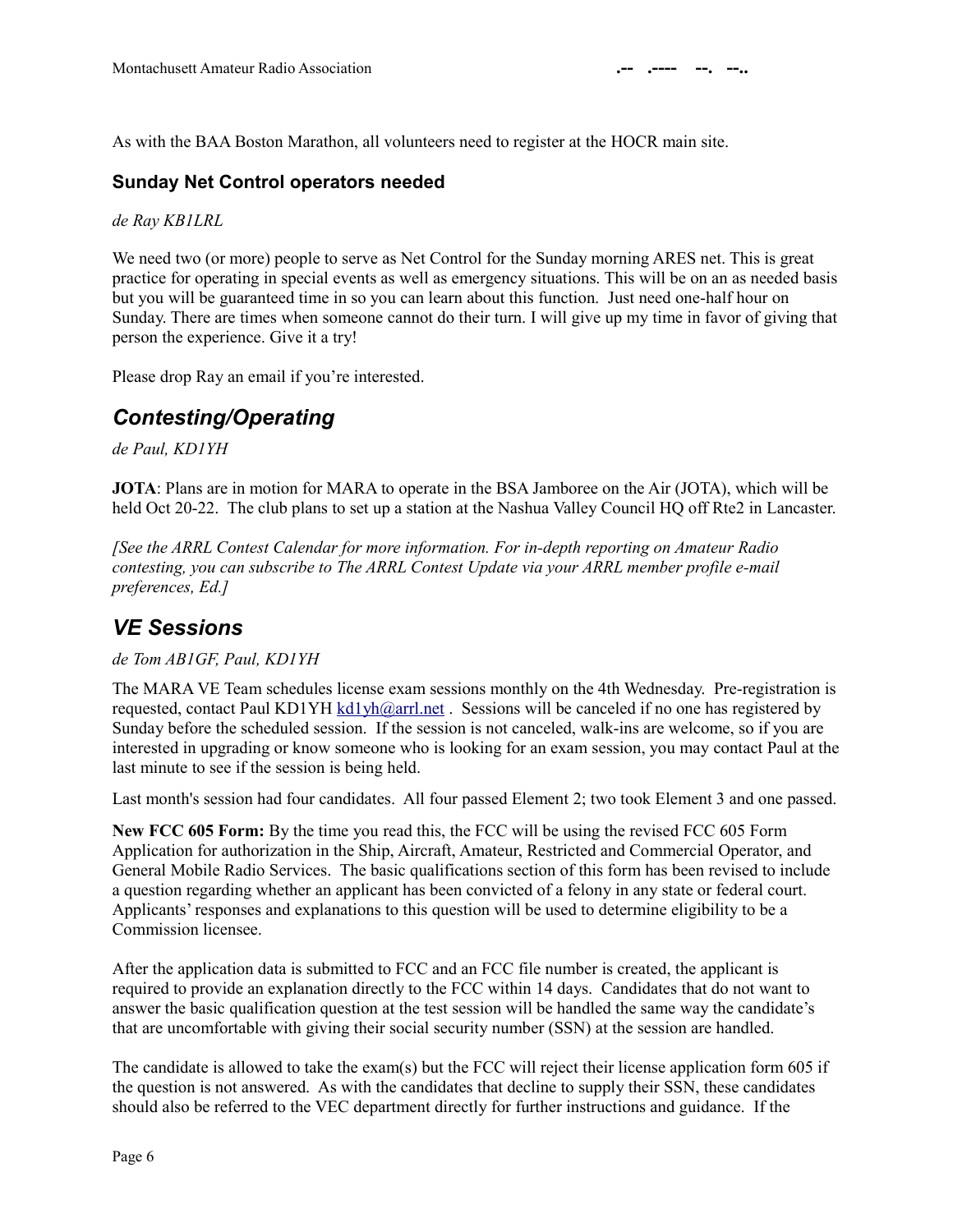As with the BAA Boston Marathon, all volunteers need to register at the HOCR main site.

### Sunday Net Control operators needed

*de Ray KB1LRL*

We need two (or more) people to serve as Net Control for the Sunday morning ARES net. This is great practice for operating in special events as well as emergency situations. This will be on an as needed basis but you will be guaranteed time in so you can learn about this function. Just need one-half hour on Sunday. There are times when someone cannot do their turn. I will give up my time in favor of giving that person the experience. Give it a try!

Please drop Ray an email if you're interested.

## *Contesting/Operating*

*de Paul, KD1YH*

**JOTA**: Plans are in motion for MARA to operate in the BSA Jamboree on the Air (JOTA), which will be held Oct 20-22. The club plans to set up a station at the Nashua Valley Council HQ off Rte2 in Lancaster.

*[See the ARRL Contest Calendar for more information. For in-depth reporting on Amateur Radio contesting, you can subscribe to The ARRL Contest Update via your ARRL member profile e-mail preferences, Ed.]*

## *VE Sessions*

*de Tom AB1GF, Paul, KD1YH*

The MARA VE Team schedules license exam sessions monthly on the 4th Wednesday. Pre-registration is requested, contact Paul KD1YH kd1yh@arrl.net . Sessions will be canceled if no one has registered by Sunday before the scheduled session. If the session is not canceled, walk-ins are welcome, so if you are interested in upgrading or know someone who is looking for an exam session, you may contact Paul at the last minute to see if the session is being held.

Last month's session had four candidates. All four passed Element 2; two took Element 3 and one passed.

**New FCC 605 Form:** By the time you read this, the FCC will be using the revised FCC 605 Form Application for authorization in the Ship, Aircraft, Amateur, Restricted and Commercial Operator, and General Mobile Radio Services. The basic qualifications section of this form has been revised to include a question regarding whether an applicant has been convicted of a felony in any state or federal court. Applicants' responses and explanations to this question will be used to determine eligibility to be a Commission licensee.

After the application data is submitted to FCC and an FCC file number is created, the applicant is required to provide an explanation directly to the FCC within 14 days. Candidates that do not want to answer the basic qualification question at the test session will be handled the same way the candidate's that are uncomfortable with giving their social security number (SSN) at the session are handled.

The candidate is allowed to take the exam(s) but the FCC will reject their license application form 605 if the question is not answered. As with the candidates that decline to supply their SSN, these candidates should also be referred to the VEC department directly for further instructions and guidance. If the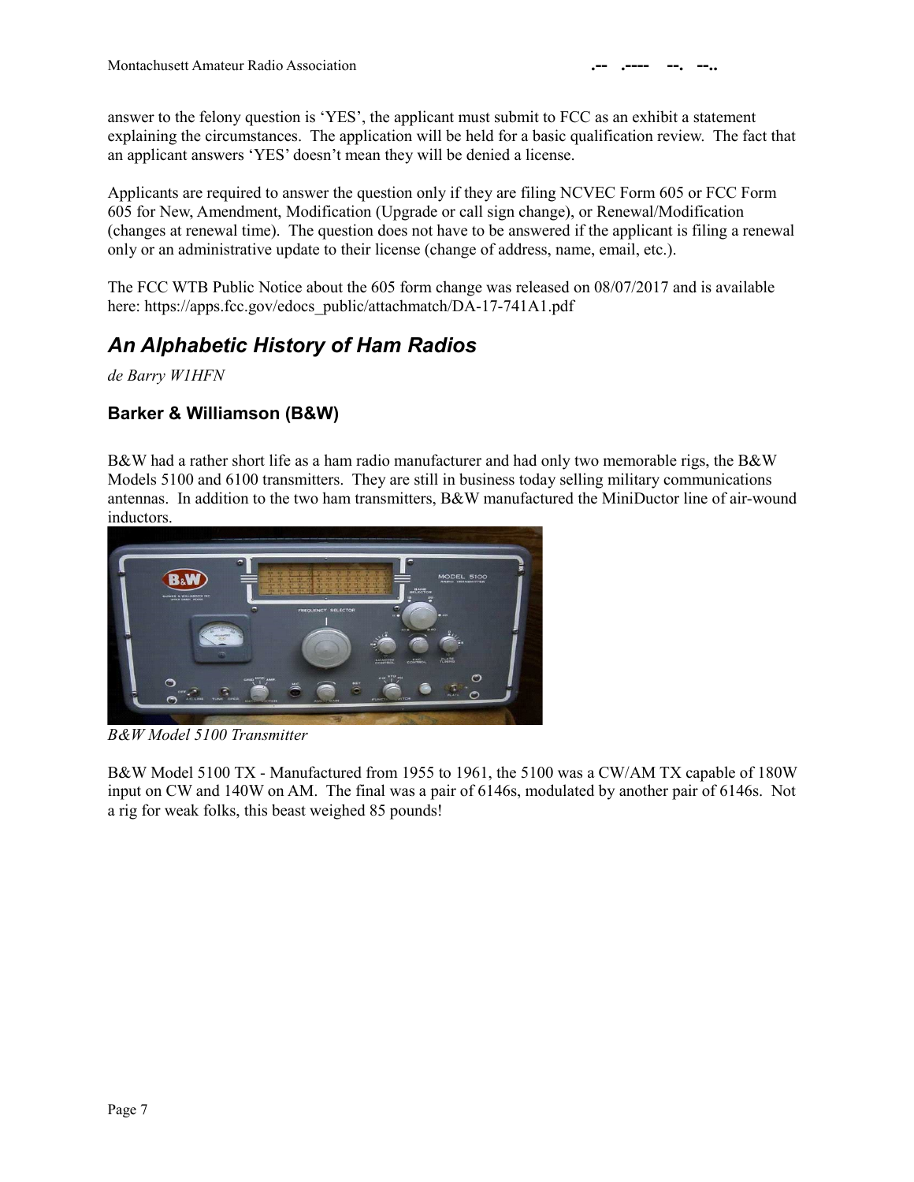answer to the felony question is 'YES', the applicant must submit to FCC as an exhibit a statement explaining the circumstances. The application will be held for a basic qualification review. The fact that an applicant answers 'YES' doesn't mean they will be denied a license.

Applicants are required to answer the question only if they are filing NCVEC Form 605 or FCC Form 605 for New, Amendment, Modification (Upgrade or call sign change), or Renewal/Modification (changes at renewal time). The question does not have to be answered if the applicant is filing a renewal only or an administrative update to their license (change of address, name, email, etc.).

The FCC WTB Public Notice about the 605 form change was released on 08/07/2017 and is available here: https://apps.fcc.gov/edocs_public/attachmatch/DA-17-741A1.pdf

## *An Alphabetic History of Ham Radios*

*de Barry W1HFN*

### Barker & Williamson (B&W)

B&W had a rather short life as a ham radio manufacturer and had only two memorable rigs, the B&W Models 5100 and 6100 transmitters. They are still in business today selling military communications antennas. In addition to the two ham transmitters, B&W manufactured the MiniDuctor line of air-wound inductors.

*B&W Model 5100 Transmitter*

B&W Model 5100 TX - Manufactured from 1955 to 1961, the 5100 was a CW/AM TX capable of 180W input on CW and 140W on AM. The final was a pair of 6146s, modulated by another pair of 6146s. Not a rig for weak folks, this beast weighed 85 pounds!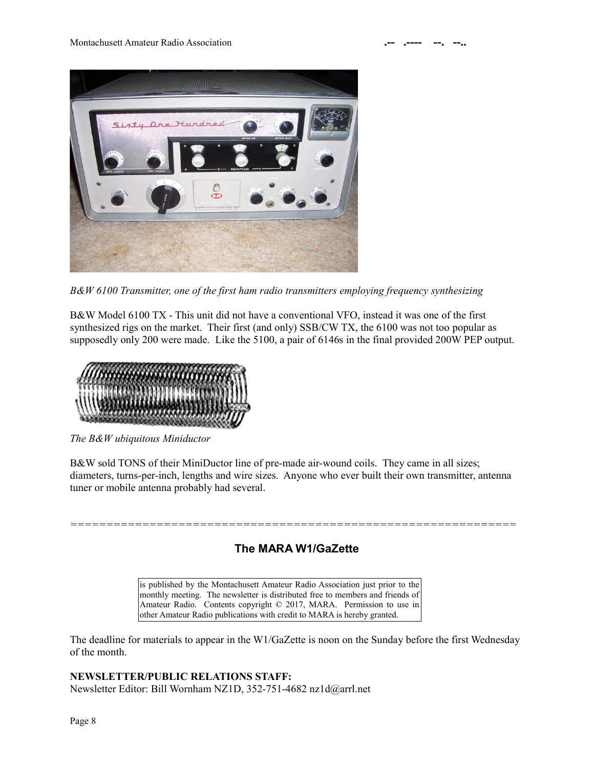*B&W 6100 Transmitter, one of the first ham radio transmitters employing frequency synthesizing*

B&W Model 6100 TX - This unit did not have a conventional VFO, instead it was one of the first synthesized rigs on the market. Their first (and only) SSB/CW TX, the 6100 was not too popular as supposedly only 200 were made. Like the 5100, a pair of 6146s in the final provided 200W PEP output.

*The B&W ubiquitous Miniductor*

B&W sold TONS of their MiniDuctor line of pre-made air-wound coils. They came in all sizes; diameters, turns-per-inch, lengths and wire sizes. Anyone who ever built their own transmitter, antenna tuner or mobile antenna probably had several.

==============================================================

## The MARA W1/GaZette

is published by the Montachusett Amateur Radio Association just prior to the monthly meeting. The newsletter is distributed free to members and friends of Amateur Radio. Contents copyright © 2017, MARA. Permission to use in other Amateur Radio publications with credit to MARA is hereby granted.

The deadline for materials to appear in the W1/GaZette is noon on the Sunday before the first Wednesday of the month.

**NEWSLETTER/PUBLIC RELATIONS STAFF:**
Newsletter Editor: Bill Wornham NZ1D, 352-751-4682 nz1d@arrl.net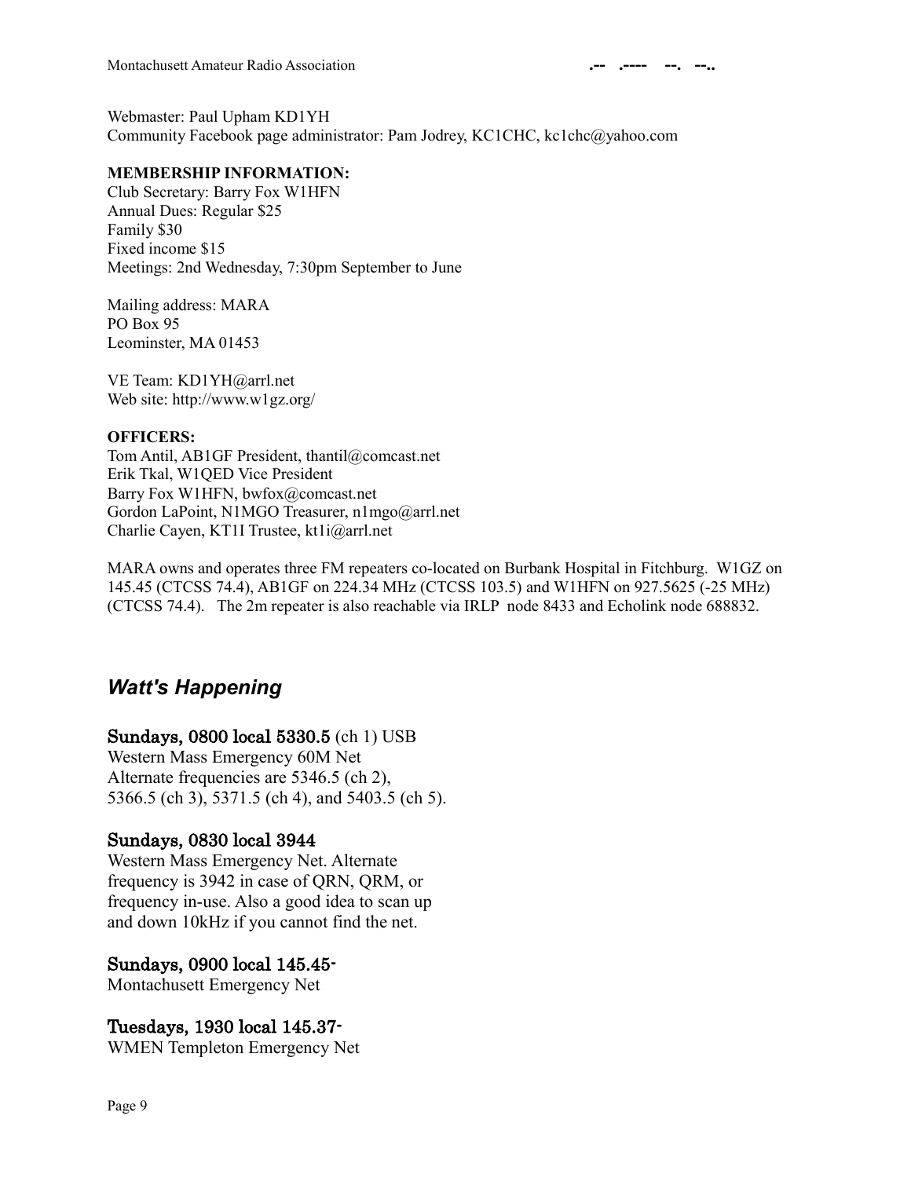Webmaster: Paul Upham KD1YH
Community Facebook page administrator: Pam Jodrey, KC1CHC, kc1chc@yahoo.com

**MEMBERSHIP INFORMATION:**
Club Secretary: Barry Fox W1HFN
Annual Dues: Regular $25
Family $30
Fixed income $15
Meetings: 2nd Wednesday, 7:30pm September to June

Mailing address: MARA
PO Box 95
Leominster, MA 01453

VE Team: KD1YH@arrl.net
Web site: http://www.w1gz.org/

**OFFICERS:**
Tom Antil, AB1GF President, thantil@comcast.net
Erik Tkal, W1QED Vice President
Barry Fox W1HFN, bwfox@comcast.net
Gordon LaPoint, N1MGO Treasurer, n1mgo@arrl.net
Charlie Cayen, KT1I Trustee, kt1i@arrl.net

MARA owns and operates three FM repeaters co-located on Burbank Hospital in Fitchburg. W1GZ on 145.45 (CTCSS 74.4), AB1GF on 224.34 MHz (CTCSS 103.5) and W1HFN on 927.5625 (-25 MHz) (CTCSS 74.4). The 2m repeater is also reachable via IRLP node 8433 and Echolink node 688832.

## *Watt's Happening*

### Sundays, 0800 local 5330.5 (ch 1) USB

Western Mass Emergency 60M Net
Alternate frequencies are 5346.5 (ch 2),
5366.5 (ch 3), 5371.5 (ch 4), and 5403.5 (ch 5).

### Sundays, 0830 local 3944

Western Mass Emergency Net. Alternate frequency is 3942 in case of QRN, QRM, or frequency in-use. Also a good idea to scan up and down 10kHz if you cannot find the net.

### Sundays, 0900 local 145.45-

Montachusett Emergency Net

### Tuesdays, 1930 local 145.37-

WMEN Templeton Emergency Net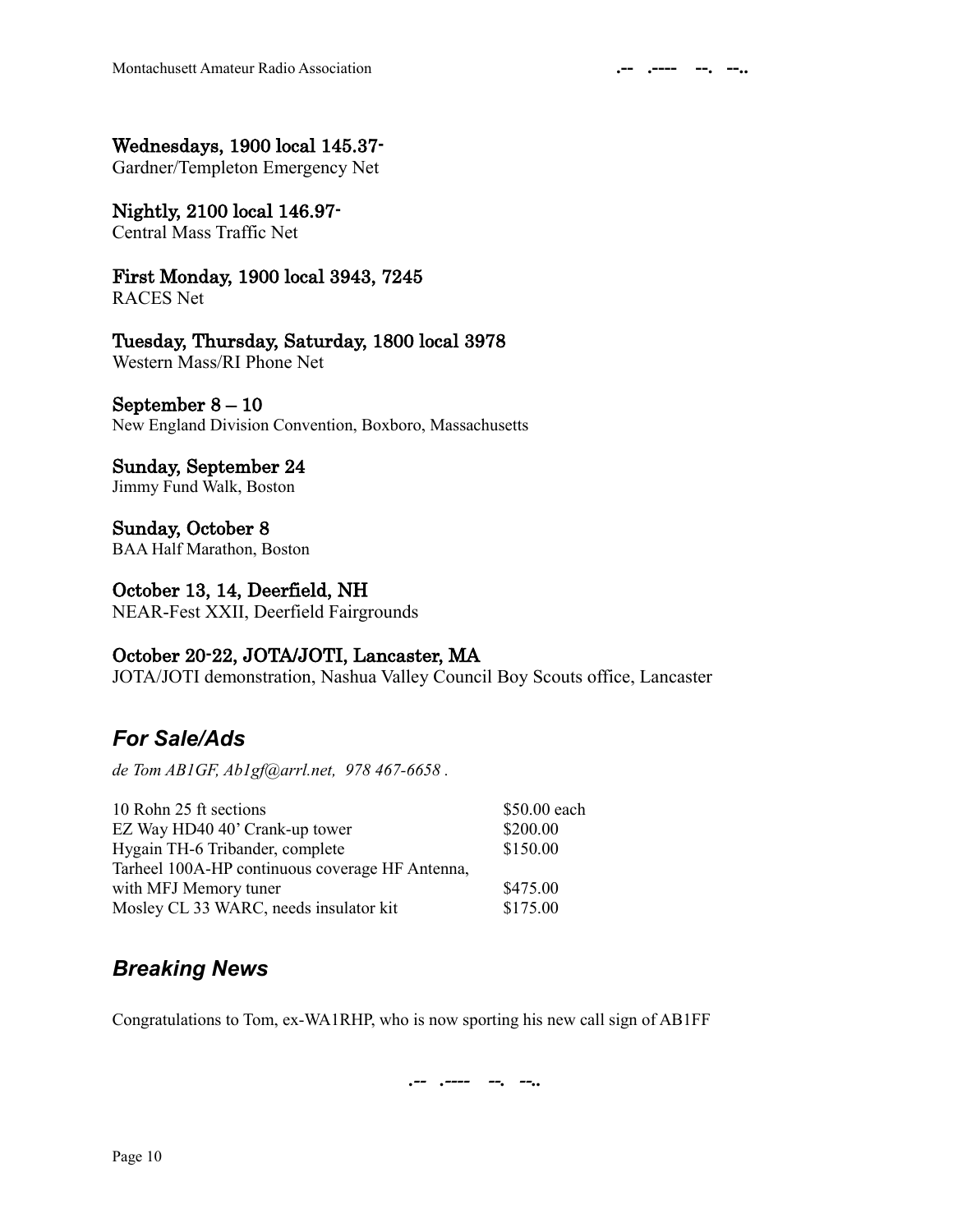**Wednesdays, 1900 local 145.37-**
Gardner/Templeton Emergency Net

**Nightly, 2100 local 146.97-**
Central Mass Traffic Net

**First Monday, 1900 local 3943, 7245**
RACES Net

**Tuesday, Thursday, Saturday, 1800 local 3978**
Western Mass/RI Phone Net

**September 8 – 10**
New England Division Convention, Boxboro, Massachusetts

**Sunday, September 24**
Jimmy Fund Walk, Boston

**Sunday, October 8**
BAA Half Marathon, Boston

**October 13, 14, Deerfield, NH**
NEAR-Fest XXII, Deerfield Fairgrounds

**October 20-22, JOTA/JOTI, Lancaster, MA**
JOTA/JOTI demonstration, Nashua Valley Council Boy Scouts office, Lancaster

## *For Sale/Ads*

*de Tom AB1GF, Ab1gf@arrl.net, 978 467-6658 .*

| | |
|---|---|
| 10 Rohn 25 ft sections | $50.00 each |
| EZ Way HD40 40' Crank-up tower | $200.00 |
| Hygain TH-6 Tribander, complete | $150.00 |
| Tarheel 100A-HP continuous coverage HF Antenna, with MFJ Memory tuner | $475.00 |
| Mosley CL 33 WARC, needs insulator kit | $175.00 |

## *Breaking News*

Congratulations to Tom, ex-WA1RHP, who is now sporting his new call sign of AB1FF

.-- .---- --. --..